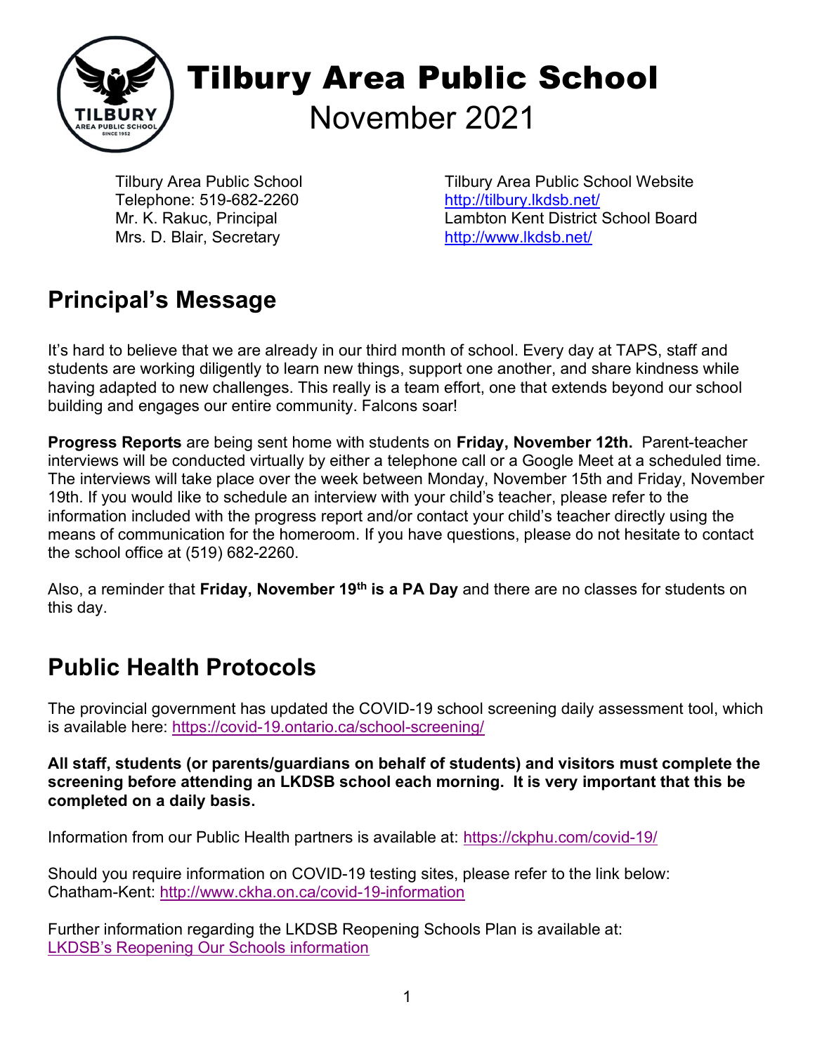# Tilbury Area Public School
## November 2021

Tilbury Area Public School
Telephone: 519-682-2260
Mr. K. Rakuc, Principal
Mrs. D. Blair, Secretary

Tilbury Area Public School Website
http://tilbury.lkdsb.net/
Lambton Kent District School Board
http://www.lkdsb.net/

## Principal's Message

It's hard to believe that we are already in our third month of school. Every day at TAPS, staff and students are working diligently to learn new things, support one another, and share kindness while having adapted to new challenges. This really is a team effort, one that extends beyond our school building and engages our entire community. Falcons soar!

**Progress Reports** are being sent home with students on **Friday, November 12th.** Parent-teacher interviews will be conducted virtually by either a telephone call or a Google Meet at a scheduled time. The interviews will take place over the week between Monday, November 15th and Friday, November 19th. If you would like to schedule an interview with your child's teacher, please refer to the information included with the progress report and/or contact your child's teacher directly using the means of communication for the homeroom. If you have questions, please do not hesitate to contact the school office at (519) 682-2260.

Also, a reminder that **Friday, November 19th is a PA Day** and there are no classes for students on this day.

## Public Health Protocols

The provincial government has updated the COVID-19 school screening daily assessment tool, which is available here: https://covid-19.ontario.ca/school-screening/

**All staff, students (or parents/guardians on behalf of students) and visitors must complete the screening before attending an LKDSB school each morning. It is very important that this be completed on a daily basis.**

Information from our Public Health partners is available at: https://ckphu.com/covid-19/

Should you require information on COVID-19 testing sites, please refer to the link below:
Chatham-Kent: http://www.ckha.on.ca/covid-19-information

Further information regarding the LKDSB Reopening Schools Plan is available at:
LKDSB's Reopening Our Schools information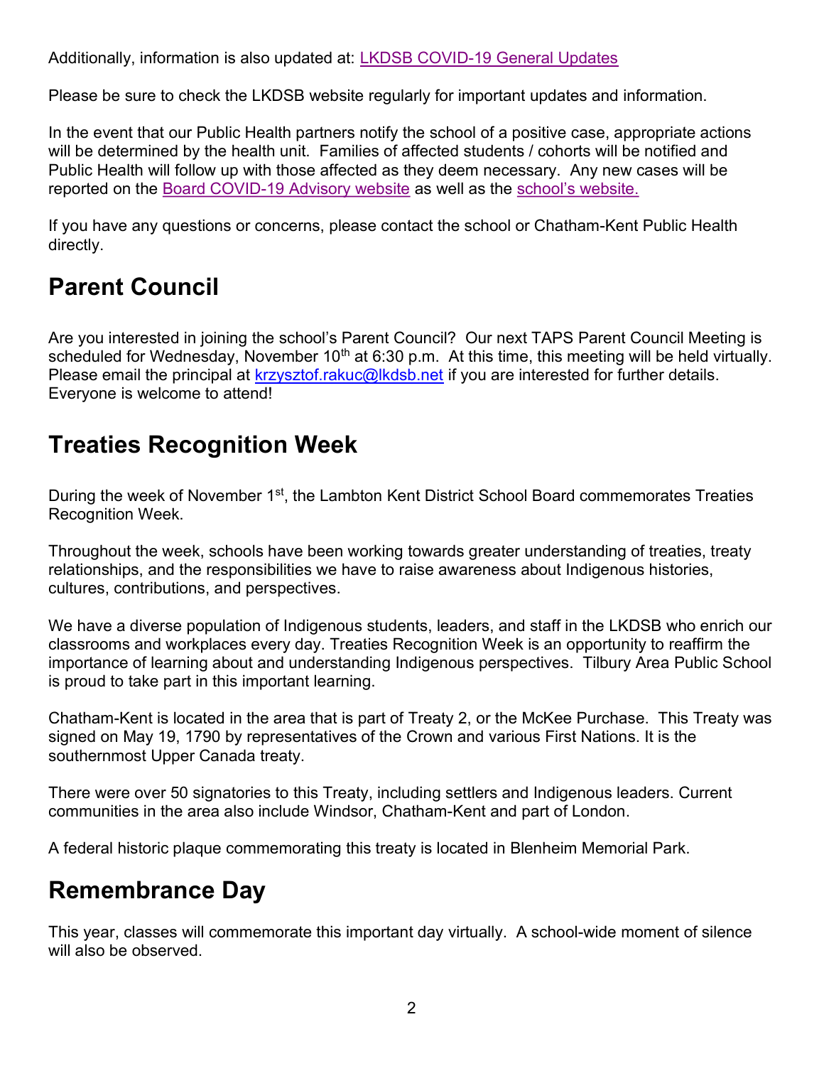Additionally, information is also updated at: [LKDSB COVID-19 General Updates]

Please be sure to check the LKDSB website regularly for important updates and information.

In the event that our Public Health partners notify the school of a positive case, appropriate actions will be determined by the health unit. Families of affected students / cohorts will be notified and Public Health will follow up with those affected as they deem necessary. Any new cases will be reported on the Board COVID-19 Advisory website as well as the school's website.

If you have any questions or concerns, please contact the school or Chatham-Kent Public Health directly.

## Parent Council

Are you interested in joining the school's Parent Council? Our next TAPS Parent Council Meeting is scheduled for Wednesday, November 10th at 6:30 p.m. At this time, this meeting will be held virtually. Please email the principal at krzysztof.rakuc@lkdsb.net if you are interested for further details. Everyone is welcome to attend!

## Treaties Recognition Week

During the week of November 1st, the Lambton Kent District School Board commemorates Treaties Recognition Week.

Throughout the week, schools have been working towards greater understanding of treaties, treaty relationships, and the responsibilities we have to raise awareness about Indigenous histories, cultures, contributions, and perspectives.

We have a diverse population of Indigenous students, leaders, and staff in the LKDSB who enrich our classrooms and workplaces every day. Treaties Recognition Week is an opportunity to reaffirm the importance of learning about and understanding Indigenous perspectives. Tilbury Area Public School is proud to take part in this important learning.

Chatham-Kent is located in the area that is part of Treaty 2, or the McKee Purchase. This Treaty was signed on May 19, 1790 by representatives of the Crown and various First Nations. It is the southernmost Upper Canada treaty.

There were over 50 signatories to this Treaty, including settlers and Indigenous leaders. Current communities in the area also include Windsor, Chatham-Kent and part of London.

A federal historic plaque commemorating this treaty is located in Blenheim Memorial Park.

## Remembrance Day

This year, classes will commemorate this important day virtually. A school-wide moment of silence will also be observed.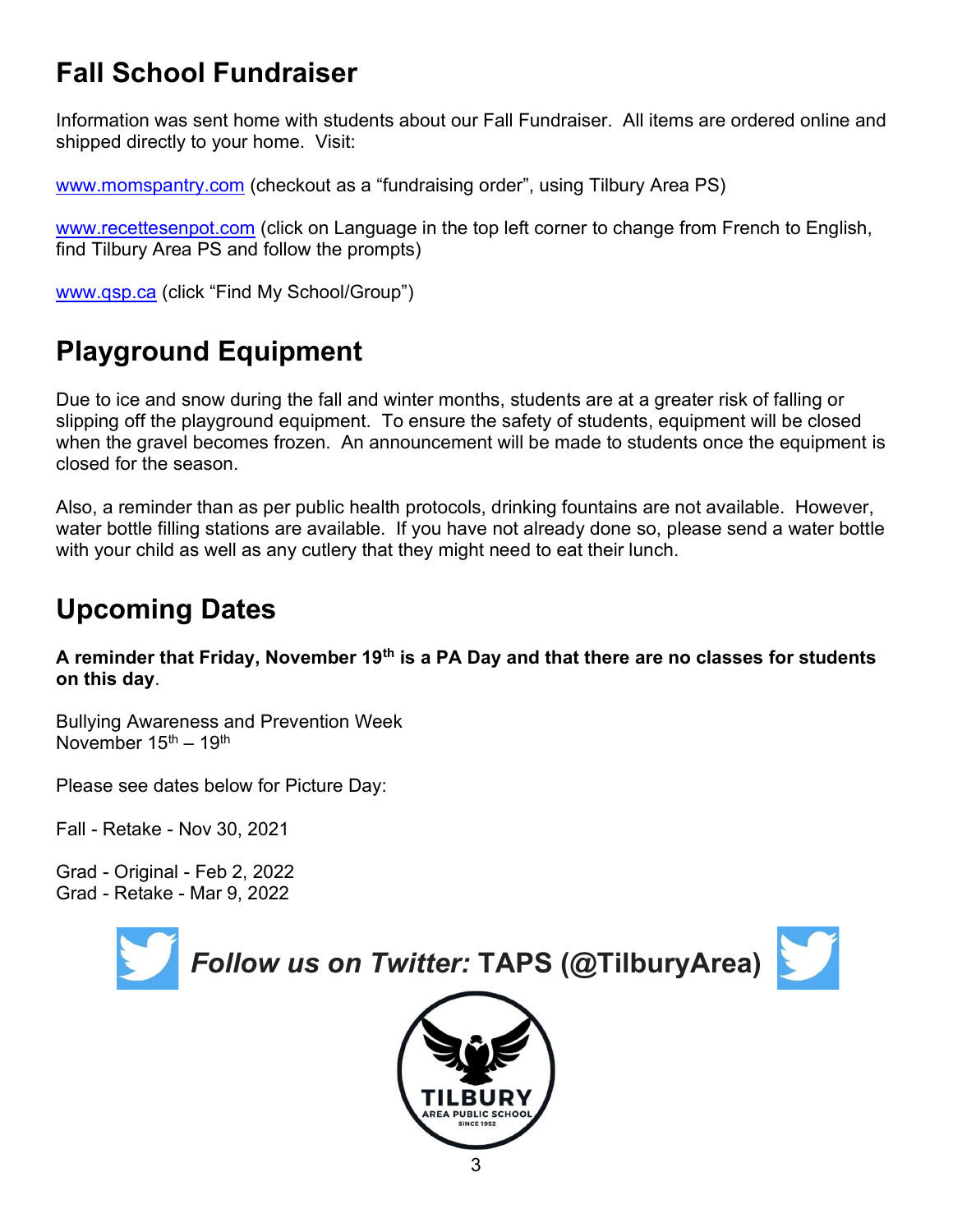## Fall School Fundraiser

Information was sent home with students about our Fall Fundraiser. All items are ordered online and shipped directly to your home. Visit:

www.momspantry.com (checkout as a "fundraising order", using Tilbury Area PS)

www.recettesenpot.com (click on Language in the top left corner to change from French to English, find Tilbury Area PS and follow the prompts)

www.qsp.ca (click "Find My School/Group")

## Playground Equipment

Due to ice and snow during the fall and winter months, students are at a greater risk of falling or slipping off the playground equipment. To ensure the safety of students, equipment will be closed when the gravel becomes frozen. An announcement will be made to students once the equipment is closed for the season.

Also, a reminder than as per public health protocols, drinking fountains are not available. However, water bottle filling stations are available. If you have not already done so, please send a water bottle with your child as well as any cutlery that they might need to eat their lunch.

## Upcoming Dates

**A reminder that Friday, November 19th is a PA Day and that there are no classes for students on this day**.

Bullying Awareness and Prevention Week
November 15th – 19th

Please see dates below for Picture Day:

Fall - Retake - Nov 30, 2021

Grad - Original - Feb 2, 2022
Grad - Retake - Mar 9, 2022

***Follow us on Twitter:*** **TAPS (@TilburyArea)**

TILBURY
AREA PUBLIC SCHOOL
SINCE 1952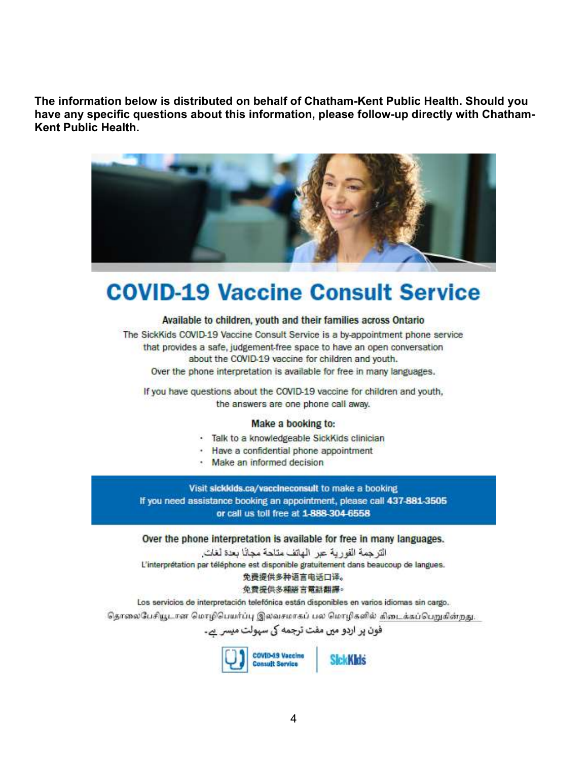**The information below is distributed on behalf of Chatham-Kent Public Health. Should you have any specific questions about this information, please follow-up directly with Chatham-Kent Public Health.**

# COVID-19 Vaccine Consult Service

**Available to children, youth and their families across Ontario**

The SickKids COVID-19 Vaccine Consult Service is a by-appointment phone service that provides a safe, judgement-free space to have an open conversation about the COVID-19 vaccine for children and youth.
Over the phone interpretation is available for free in many languages.

If you have questions about the COVID-19 vaccine for children and youth, the answers are one phone call away.

**Make a booking to:**

- Talk to a knowledgeable SickKids clinician
- Have a confidential phone appointment
- Make an informed decision

Visit **sickkids.ca/vaccineconsult** to make a booking
If you need assistance booking an appointment, please call **437-881-3505** or call us toll free at **1-888-304-6558**

**Over the phone interpretation is available for free in many languages.**

الترجمة الفورية عبر الهاتف متاحة مجانًا بعدة لغات.

L'interprétation par téléphone est disponible gratuitement dans beaucoup de langues.

免费提供多种语言电话口译。

免費提供多種語言電話翻譯。

Los servicios de interpretación telefónica están disponibles en varios idiomas sin cargo.

தொலைபேசியூடான மொழிபெயர்ப்பு இலவசமாகப் பல மொழிகளில் கிடைக்கப்பெறுகின்றது.

فون پر اردو میں مفت ترجمہ کی سہولت میسر ہے۔

COVID-19 Vaccine Consult Service | SickKids